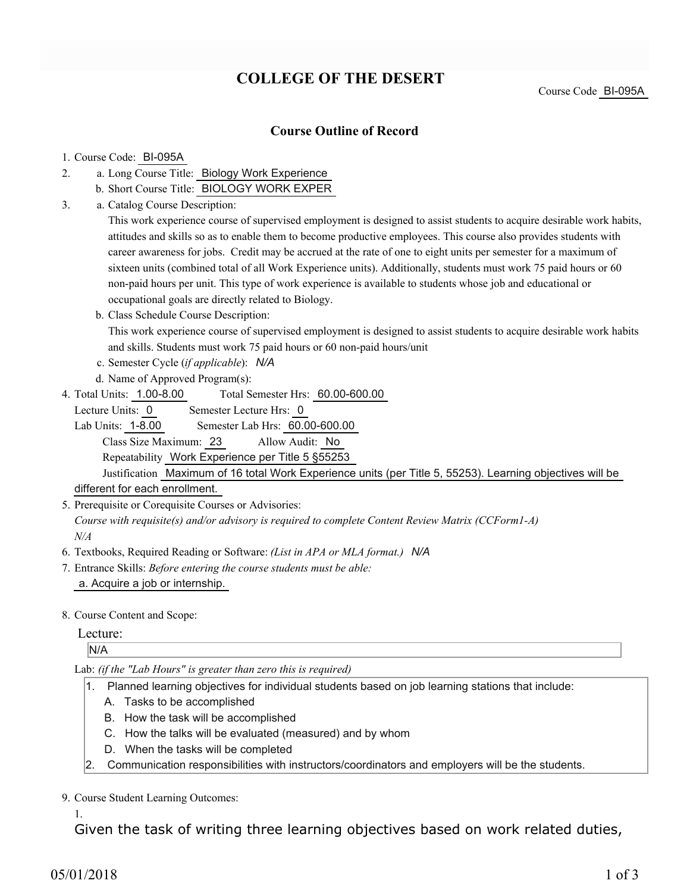# COLLEGE OF THE DESERT

Course Code BI-095A

## Course Outline of Record

1. Course Code: BI-095A
2. a. Long Course Title: Biology Work Experience
   b. Short Course Title: BIOLOGY WORK EXPER
3. a. Catalog Course Description:
   This work experience course of supervised employment is designed to assist students to acquire desirable work habits, attitudes and skills so as to enable them to become productive employees. This course also provides students with career awareness for jobs. Credit may be accrued at the rate of one to eight units per semester for a maximum of sixteen units (combined total of all Work Experience units). Additionally, students must work 75 paid hours or 60 non-paid hours per unit. This type of work experience is available to students whose job and educational or occupational goals are directly related to Biology.
   b. Class Schedule Course Description:
   This work experience course of supervised employment is designed to assist students to acquire desirable work habits and skills. Students must work 75 paid hours or 60 non-paid hours/unit
   c. Semester Cycle (*if applicable*): *N/A*
   d. Name of Approved Program(s):
4. Total Units: 1.00-8.00 Total Semester Hrs: 60.00-600.00
   Lecture Units: 0 Semester Lecture Hrs: 0
   Lab Units: 1-8.00 Semester Lab Hrs: 60.00-600.00
   Class Size Maximum: 23 Allow Audit: No
   Repeatability Work Experience per Title 5 §55253
   Justification Maximum of 16 total Work Experience units (per Title 5, 55253). Learning objectives will be different for each enrollment.
5. Prerequisite or Corequisite Courses or Advisories:
   *Course with requisite(s) and/or advisory is required to complete Content Review Matrix (CCForm1-A)*
   *N/A*
6. Textbooks, Required Reading or Software: *(List in APA or MLA format.)* *N/A*
7. Entrance Skills: *Before entering the course students must be able:*
   a. Acquire a job or internship.
8. Course Content and Scope:

   Lecture:

   N/A

   Lab: *(if the "Lab Hours" is greater than zero this is required)*

   1. Planned learning objectives for individual students based on job learning stations that include:
      A. Tasks to be accomplished
      B. How the task will be accomplished
      C. How the talks will be evaluated (measured) and by whom
      D. When the tasks will be completed
   2. Communication responsibilities with instructors/coordinators and employers will be the students.

9. Course Student Learning Outcomes:

   1.

   Given the task of writing three learning objectives based on work related duties,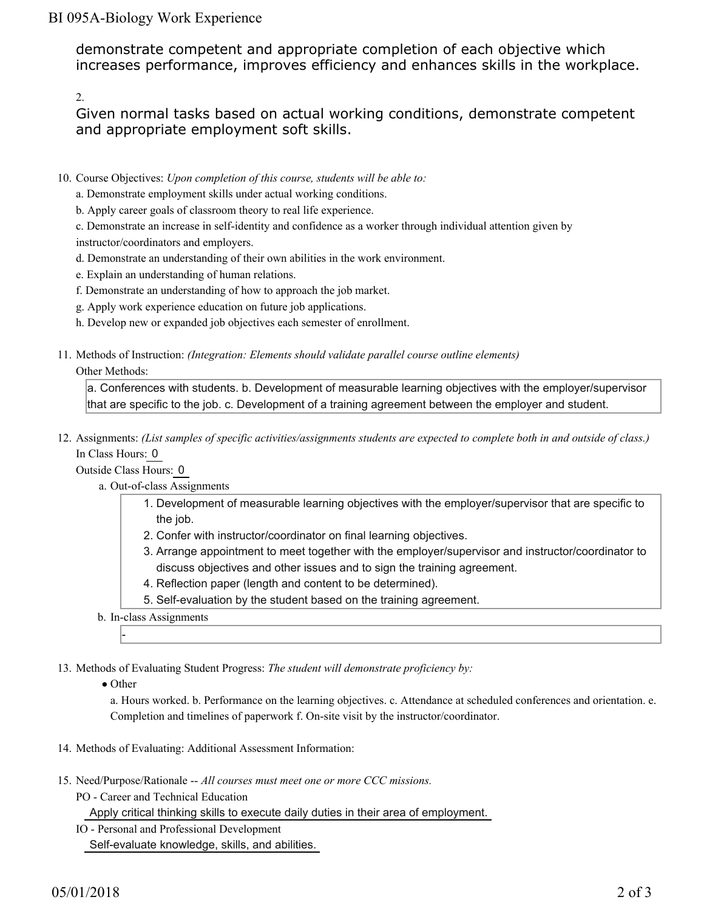demonstrate competent and appropriate completion of each objective which increases performance, improves efficiency and enhances skills in the workplace.

2.

Given normal tasks based on actual working conditions, demonstrate competent and appropriate employment soft skills.

10. Course Objectives: *Upon completion of this course, students will be able to:*
    a. Demonstrate employment skills under actual working conditions.
    b. Apply career goals of classroom theory to real life experience.
    c. Demonstrate an increase in self-identity and confidence as a worker through individual attention given by instructor/coordinators and employers.
    d. Demonstrate an understanding of their own abilities in the work environment.
    e. Explain an understanding of human relations.
    f. Demonstrate an understanding of how to approach the job market.
    g. Apply work experience education on future job applications.
    h. Develop new or expanded job objectives each semester of enrollment.

11. Methods of Instruction: *(Integration: Elements should validate parallel course outline elements)*
    Other Methods:

    a. Conferences with students. b. Development of measurable learning objectives with the employer/supervisor that are specific to the job. c. Development of a training agreement between the employer and student.

12. Assignments: *(List samples of specific activities/assignments students are expected to complete both in and outside of class.)*
    In Class Hours: 0
    Outside Class Hours: 0
    a. Out-of-class Assignments
        1. Development of measurable learning objectives with the employer/supervisor that are specific to the job.
        2. Confer with instructor/coordinator on final learning objectives.
        3. Arrange appointment to meet together with the employer/supervisor and instructor/coordinator to discuss objectives and other issues and to sign the training agreement.
        4. Reflection paper (length and content to be determined).
        5. Self-evaluation by the student based on the training agreement.

    b. In-class Assignments

        -

13. Methods of Evaluating Student Progress: *The student will demonstrate proficiency by:*
    - Other

      a. Hours worked. b. Performance on the learning objectives. c. Attendance at scheduled conferences and orientation. e. Completion and timelines of paperwork f. On-site visit by the instructor/coordinator.

14. Methods of Evaluating: Additional Assessment Information:

15. Need/Purpose/Rationale -- *All courses must meet one or more CCC missions.*
    PO - Career and Technical Education
    Apply critical thinking skills to execute daily duties in their area of employment.
    IO - Personal and Professional Development
    Self-evaluate knowledge, skills, and abilities.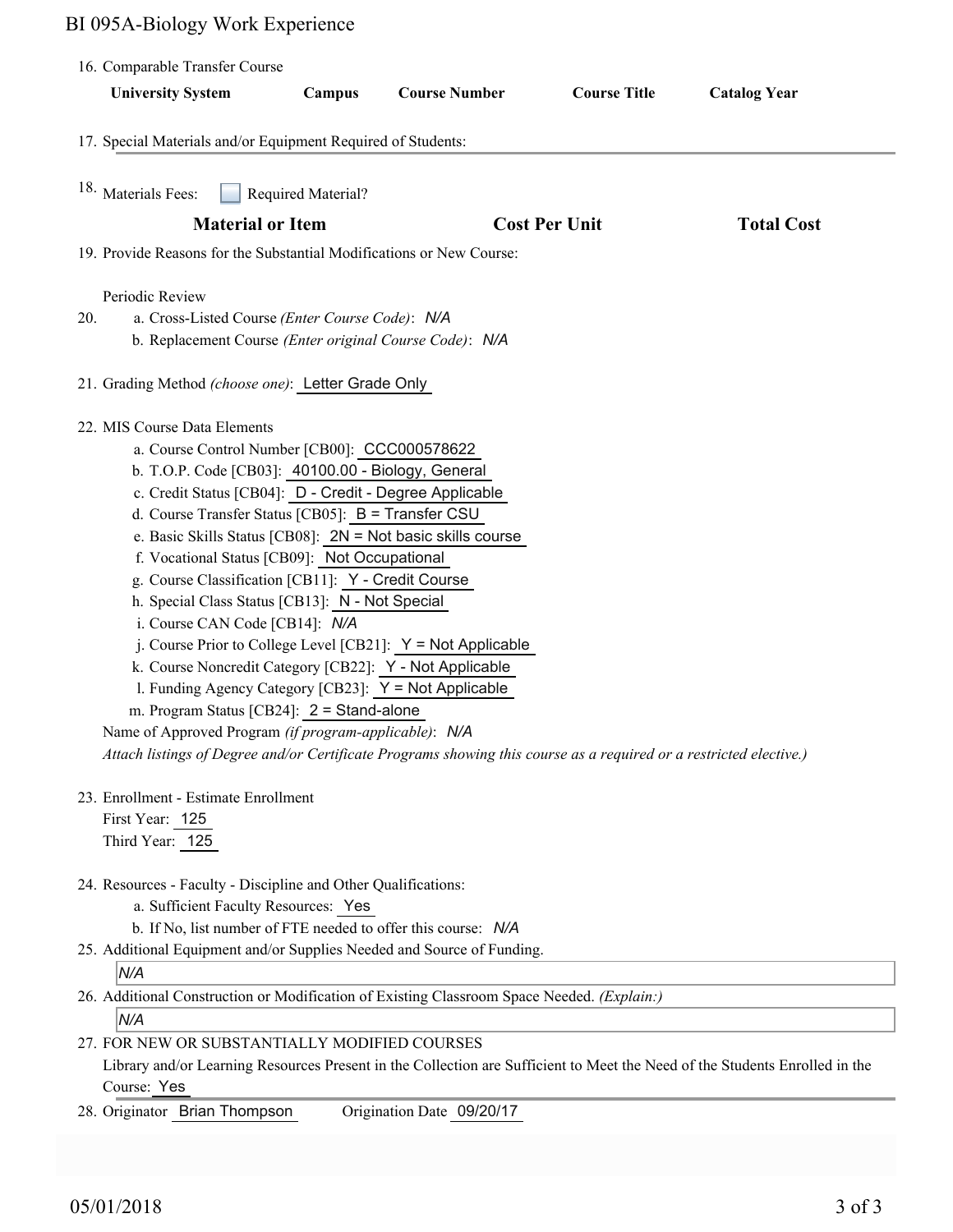16. Comparable Transfer Course

| University System | Campus | Course Number | Course Title | Catalog Year |
| --- | --- | --- | --- | --- |

17. Special Materials and/or Equipment Required of Students:

18. Materials Fees: ☐ Required Material?

| Material or Item | Cost Per Unit | Total Cost |
| --- | --- | --- |

19. Provide Reasons for the Substantial Modifications or New Course:

    Periodic Review

20. a. Cross-Listed Course *(Enter Course Code)*: *N/A*
    b. Replacement Course *(Enter original Course Code)*: *N/A*

21. Grading Method *(choose one)*: Letter Grade Only

22. MIS Course Data Elements
    a. Course Control Number [CB00]: CCC000578622
    b. T.O.P. Code [CB03]: 40100.00 - Biology, General
    c. Credit Status [CB04]: D - Credit - Degree Applicable
    d. Course Transfer Status [CB05]: B = Transfer CSU
    e. Basic Skills Status [CB08]: 2N = Not basic skills course
    f. Vocational Status [CB09]: Not Occupational
    g. Course Classification [CB11]: Y - Credit Course
    h. Special Class Status [CB13]: N - Not Special
    i. Course CAN Code [CB14]: *N/A*
    j. Course Prior to College Level [CB21]: Y = Not Applicable
    k. Course Noncredit Category [CB22]: Y - Not Applicable
    l. Funding Agency Category [CB23]: Y = Not Applicable
    m. Program Status [CB24]: 2 = Stand-alone

    Name of Approved Program *(if program-applicable)*: *N/A*

    *Attach listings of Degree and/or Certificate Programs showing this course as a required or a restricted elective.)*

23. Enrollment - Estimate Enrollment
    First Year: 125
    Third Year: 125

24. Resources - Faculty - Discipline and Other Qualifications:
    a. Sufficient Faculty Resources: Yes
    b. If No, list number of FTE needed to offer this course: *N/A*

25. Additional Equipment and/or Supplies Needed and Source of Funding.

    *N/A*

26. Additional Construction or Modification of Existing Classroom Space Needed. *(Explain:)*

    *N/A*

27. FOR NEW OR SUBSTANTIALLY MODIFIED COURSES

    Library and/or Learning Resources Present in the Collection are Sufficient to Meet the Need of the Students Enrolled in the Course: Yes

28. Originator Brian Thompson Origination Date 09/20/17